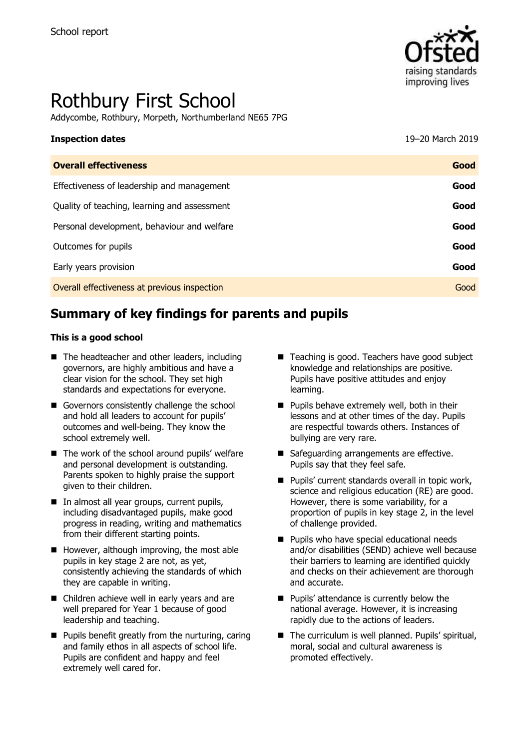School report

# Rothbury First School

Addycombe, Rothbury, Morpeth, Northumberland NE65 7PG

| **Inspection dates** | 19–20 March 2019 |
| --- | --- |
| **Overall effectiveness** | **Good** |
| Effectiveness of leadership and management | **Good** |
| Quality of teaching, learning and assessment | **Good** |
| Personal development, behaviour and welfare | **Good** |
| Outcomes for pupils | **Good** |
| Early years provision | **Good** |
| Overall effectiveness at previous inspection | Good |

## Summary of key findings for parents and pupils

**This is a good school**

- The headteacher and other leaders, including governors, are highly ambitious and have a clear vision for the school. They set high standards and expectations for everyone.
- Governors consistently challenge the school and hold all leaders to account for pupils' outcomes and well-being. They know the school extremely well.
- The work of the school around pupils' welfare and personal development is outstanding. Parents spoken to highly praise the support given to their children.
- In almost all year groups, current pupils, including disadvantaged pupils, make good progress in reading, writing and mathematics from their different starting points.
- However, although improving, the most able pupils in key stage 2 are not, as yet, consistently achieving the standards of which they are capable in writing.
- Children achieve well in early years and are well prepared for Year 1 because of good leadership and teaching.
- Pupils benefit greatly from the nurturing, caring and family ethos in all aspects of school life. Pupils are confident and happy and feel extremely well cared for.
- Teaching is good. Teachers have good subject knowledge and relationships are positive. Pupils have positive attitudes and enjoy learning.
- Pupils behave extremely well, both in their lessons and at other times of the day. Pupils are respectful towards others. Instances of bullying are very rare.
- Safeguarding arrangements are effective. Pupils say that they feel safe.
- Pupils' current standards overall in topic work, science and religious education (RE) are good. However, there is some variability, for a proportion of pupils in key stage 2, in the level of challenge provided.
- Pupils who have special educational needs and/or disabilities (SEND) achieve well because their barriers to learning are identified quickly and checks on their achievement are thorough and accurate.
- Pupils' attendance is currently below the national average. However, it is increasing rapidly due to the actions of leaders.
- The curriculum is well planned. Pupils' spiritual, moral, social and cultural awareness is promoted effectively.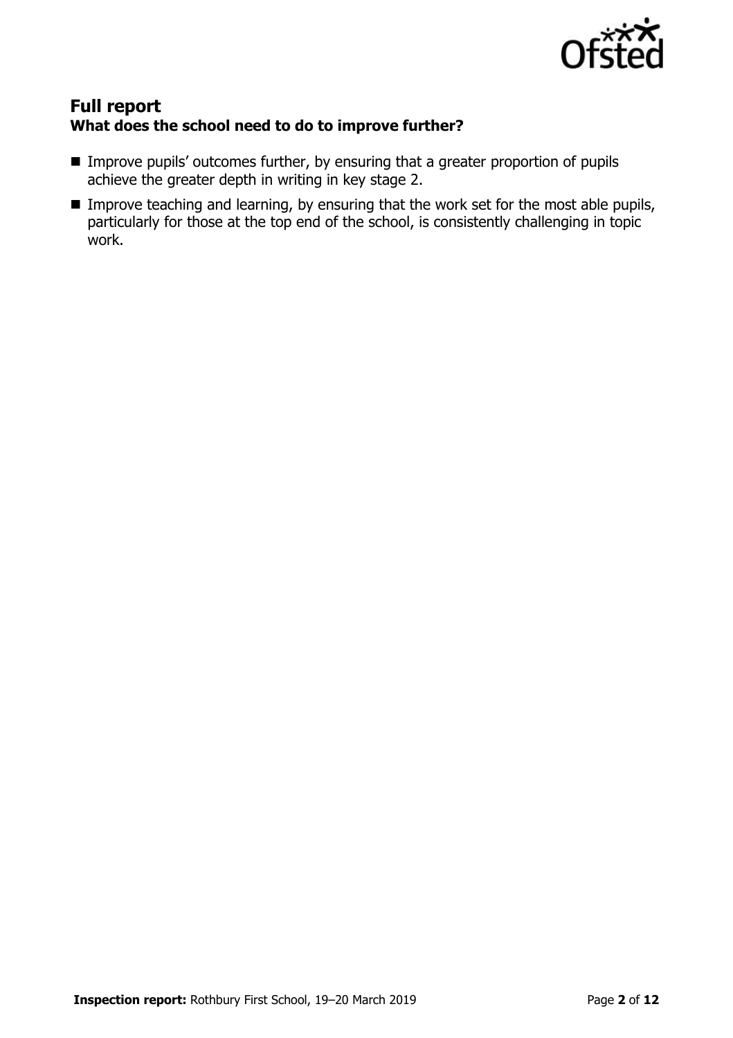## Full report

### What does the school need to do to improve further?

- Improve pupils' outcomes further, by ensuring that a greater proportion of pupils achieve the greater depth in writing in key stage 2.
- Improve teaching and learning, by ensuring that the work set for the most able pupils, particularly for those at the top end of the school, is consistently challenging in topic work.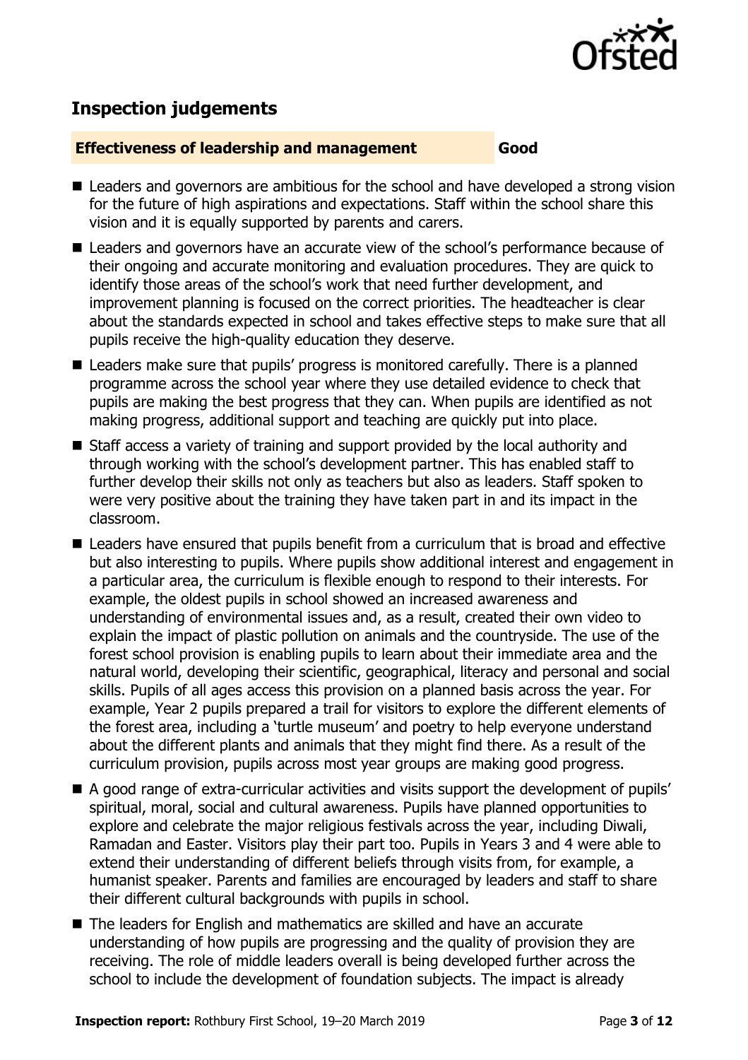## Inspection judgements

**Effectiveness of leadership and management** **Good**

- Leaders and governors are ambitious for the school and have developed a strong vision for the future of high aspirations and expectations. Staff within the school share this vision and it is equally supported by parents and carers.
- Leaders and governors have an accurate view of the school's performance because of their ongoing and accurate monitoring and evaluation procedures. They are quick to identify those areas of the school's work that need further development, and improvement planning is focused on the correct priorities. The headteacher is clear about the standards expected in school and takes effective steps to make sure that all pupils receive the high-quality education they deserve.
- Leaders make sure that pupils' progress is monitored carefully. There is a planned programme across the school year where they use detailed evidence to check that pupils are making the best progress that they can. When pupils are identified as not making progress, additional support and teaching are quickly put into place.
- Staff access a variety of training and support provided by the local authority and through working with the school's development partner. This has enabled staff to further develop their skills not only as teachers but also as leaders. Staff spoken to were very positive about the training they have taken part in and its impact in the classroom.
- Leaders have ensured that pupils benefit from a curriculum that is broad and effective but also interesting to pupils. Where pupils show additional interest and engagement in a particular area, the curriculum is flexible enough to respond to their interests. For example, the oldest pupils in school showed an increased awareness and understanding of environmental issues and, as a result, created their own video to explain the impact of plastic pollution on animals and the countryside. The use of the forest school provision is enabling pupils to learn about their immediate area and the natural world, developing their scientific, geographical, literacy and personal and social skills. Pupils of all ages access this provision on a planned basis across the year. For example, Year 2 pupils prepared a trail for visitors to explore the different elements of the forest area, including a 'turtle museum' and poetry to help everyone understand about the different plants and animals that they might find there. As a result of the curriculum provision, pupils across most year groups are making good progress.
- A good range of extra-curricular activities and visits support the development of pupils' spiritual, moral, social and cultural awareness. Pupils have planned opportunities to explore and celebrate the major religious festivals across the year, including Diwali, Ramadan and Easter. Visitors play their part too. Pupils in Years 3 and 4 were able to extend their understanding of different beliefs through visits from, for example, a humanist speaker. Parents and families are encouraged by leaders and staff to share their different cultural backgrounds with pupils in school.
- The leaders for English and mathematics are skilled and have an accurate understanding of how pupils are progressing and the quality of provision they are receiving. The role of middle leaders overall is being developed further across the school to include the development of foundation subjects. The impact is already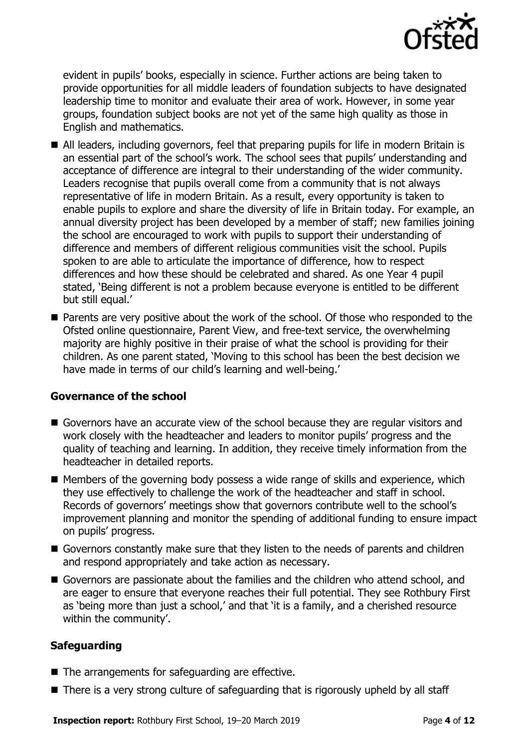evident in pupils' books, especially in science. Further actions are being taken to provide opportunities for all middle leaders of foundation subjects to have designated leadership time to monitor and evaluate their area of work. However, in some year groups, foundation subject books are not yet of the same high quality as those in English and mathematics.

- All leaders, including governors, feel that preparing pupils for life in modern Britain is an essential part of the school's work. The school sees that pupils' understanding and acceptance of difference are integral to their understanding of the wider community. Leaders recognise that pupils overall come from a community that is not always representative of life in modern Britain. As a result, every opportunity is taken to enable pupils to explore and share the diversity of life in Britain today. For example, an annual diversity project has been developed by a member of staff; new families joining the school are encouraged to work with pupils to support their understanding of difference and members of different religious communities visit the school. Pupils spoken to are able to articulate the importance of difference, how to respect differences and how these should be celebrated and shared. As one Year 4 pupil stated, 'Being different is not a problem because everyone is entitled to be different but still equal.'
- Parents are very positive about the work of the school. Of those who responded to the Ofsted online questionnaire, Parent View, and free-text service, the overwhelming majority are highly positive in their praise of what the school is providing for their children. As one parent stated, 'Moving to this school has been the best decision we have made in terms of our child's learning and well-being.'

### Governance of the school

- Governors have an accurate view of the school because they are regular visitors and work closely with the headteacher and leaders to monitor pupils' progress and the quality of teaching and learning. In addition, they receive timely information from the headteacher in detailed reports.
- Members of the governing body possess a wide range of skills and experience, which they use effectively to challenge the work of the headteacher and staff in school. Records of governors' meetings show that governors contribute well to the school's improvement planning and monitor the spending of additional funding to ensure impact on pupils' progress.
- Governors constantly make sure that they listen to the needs of parents and children and respond appropriately and take action as necessary.
- Governors are passionate about the families and the children who attend school, and are eager to ensure that everyone reaches their full potential. They see Rothbury First as 'being more than just a school,' and that 'it is a family, and a cherished resource within the community'.

### Safeguarding

- The arrangements for safeguarding are effective.
- There is a very strong culture of safeguarding that is rigorously upheld by all staff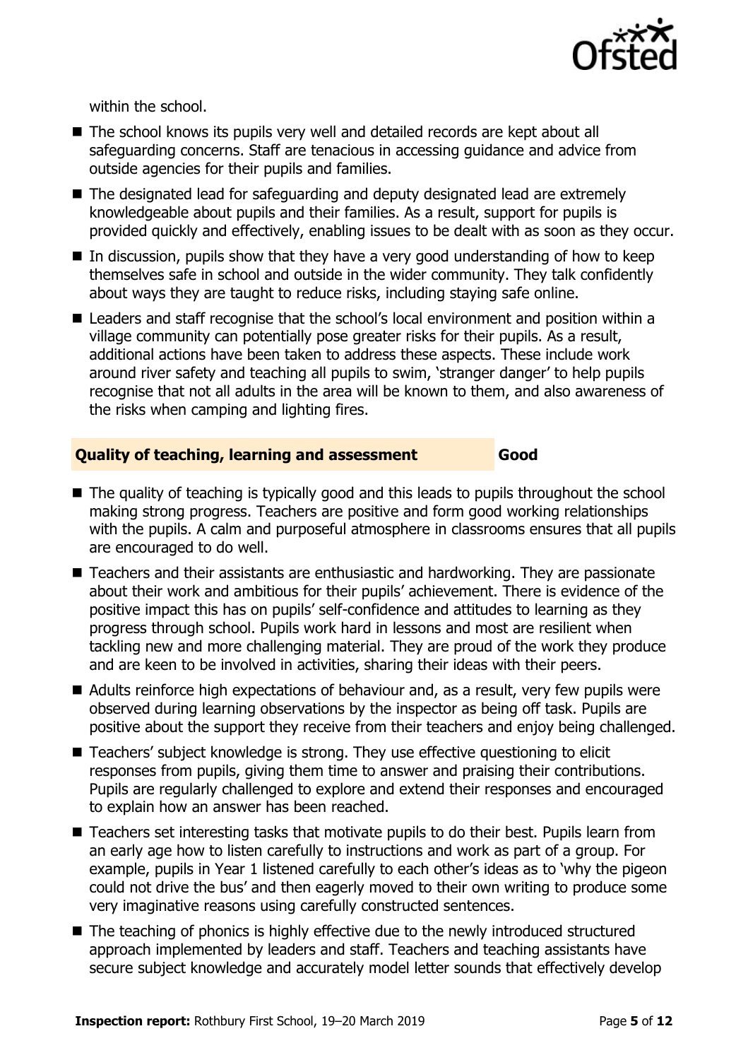within the school.

- The school knows its pupils very well and detailed records are kept about all safeguarding concerns. Staff are tenacious in accessing guidance and advice from outside agencies for their pupils and families.
- The designated lead for safeguarding and deputy designated lead are extremely knowledgeable about pupils and their families. As a result, support for pupils is provided quickly and effectively, enabling issues to be dealt with as soon as they occur.
- In discussion, pupils show that they have a very good understanding of how to keep themselves safe in school and outside in the wider community. They talk confidently about ways they are taught to reduce risks, including staying safe online.
- Leaders and staff recognise that the school's local environment and position within a village community can potentially pose greater risks for their pupils. As a result, additional actions have been taken to address these aspects. These include work around river safety and teaching all pupils to swim, 'stranger danger' to help pupils recognise that not all adults in the area will be known to them, and also awareness of the risks when camping and lighting fires.

## Quality of teaching, learning and assessment — Good

- The quality of teaching is typically good and this leads to pupils throughout the school making strong progress. Teachers are positive and form good working relationships with the pupils. A calm and purposeful atmosphere in classrooms ensures that all pupils are encouraged to do well.
- Teachers and their assistants are enthusiastic and hardworking. They are passionate about their work and ambitious for their pupils' achievement. There is evidence of the positive impact this has on pupils' self-confidence and attitudes to learning as they progress through school. Pupils work hard in lessons and most are resilient when tackling new and more challenging material. They are proud of the work they produce and are keen to be involved in activities, sharing their ideas with their peers.
- Adults reinforce high expectations of behaviour and, as a result, very few pupils were observed during learning observations by the inspector as being off task. Pupils are positive about the support they receive from their teachers and enjoy being challenged.
- Teachers' subject knowledge is strong. They use effective questioning to elicit responses from pupils, giving them time to answer and praising their contributions. Pupils are regularly challenged to explore and extend their responses and encouraged to explain how an answer has been reached.
- Teachers set interesting tasks that motivate pupils to do their best. Pupils learn from an early age how to listen carefully to instructions and work as part of a group. For example, pupils in Year 1 listened carefully to each other's ideas as to 'why the pigeon could not drive the bus' and then eagerly moved to their own writing to produce some very imaginative reasons using carefully constructed sentences.
- The teaching of phonics is highly effective due to the newly introduced structured approach implemented by leaders and staff. Teachers and teaching assistants have secure subject knowledge and accurately model letter sounds that effectively develop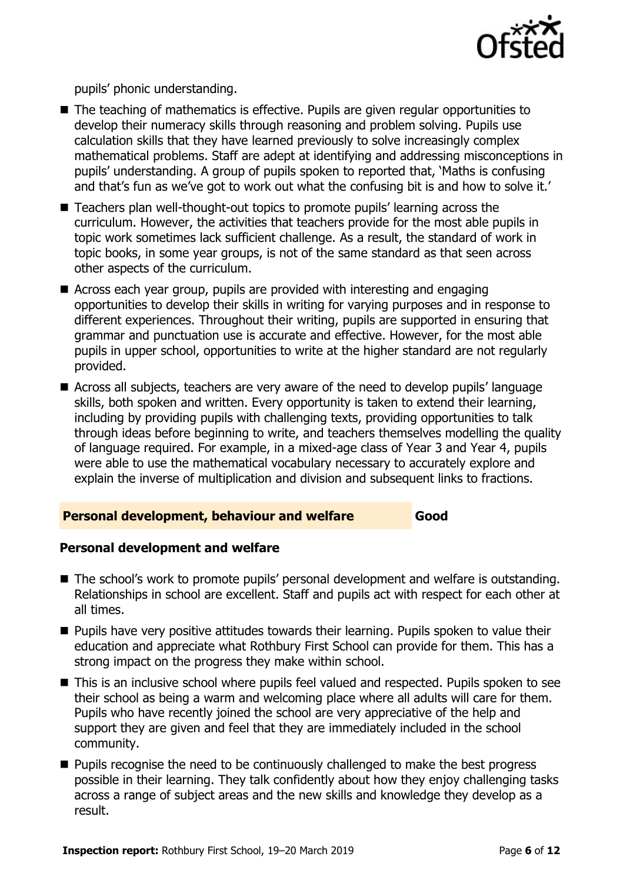pupils' phonic understanding.

- The teaching of mathematics is effective. Pupils are given regular opportunities to develop their numeracy skills through reasoning and problem solving. Pupils use calculation skills that they have learned previously to solve increasingly complex mathematical problems. Staff are adept at identifying and addressing misconceptions in pupils' understanding. A group of pupils spoken to reported that, 'Maths is confusing and that's fun as we've got to work out what the confusing bit is and how to solve it.'
- Teachers plan well-thought-out topics to promote pupils' learning across the curriculum. However, the activities that teachers provide for the most able pupils in topic work sometimes lack sufficient challenge. As a result, the standard of work in topic books, in some year groups, is not of the same standard as that seen across other aspects of the curriculum.
- Across each year group, pupils are provided with interesting and engaging opportunities to develop their skills in writing for varying purposes and in response to different experiences. Throughout their writing, pupils are supported in ensuring that grammar and punctuation use is accurate and effective. However, for the most able pupils in upper school, opportunities to write at the higher standard are not regularly provided.
- Across all subjects, teachers are very aware of the need to develop pupils' language skills, both spoken and written. Every opportunity is taken to extend their learning, including by providing pupils with challenging texts, providing opportunities to talk through ideas before beginning to write, and teachers themselves modelling the quality of language required. For example, in a mixed-age class of Year 3 and Year 4, pupils were able to use the mathematical vocabulary necessary to accurately explore and explain the inverse of multiplication and division and subsequent links to fractions.

## Personal development, behaviour and welfare — Good

### Personal development and welfare

- The school's work to promote pupils' personal development and welfare is outstanding. Relationships in school are excellent. Staff and pupils act with respect for each other at all times.
- Pupils have very positive attitudes towards their learning. Pupils spoken to value their education and appreciate what Rothbury First School can provide for them. This has a strong impact on the progress they make within school.
- This is an inclusive school where pupils feel valued and respected. Pupils spoken to see their school as being a warm and welcoming place where all adults will care for them. Pupils who have recently joined the school are very appreciative of the help and support they are given and feel that they are immediately included in the school community.
- Pupils recognise the need to be continuously challenged to make the best progress possible in their learning. They talk confidently about how they enjoy challenging tasks across a range of subject areas and the new skills and knowledge they develop as a result.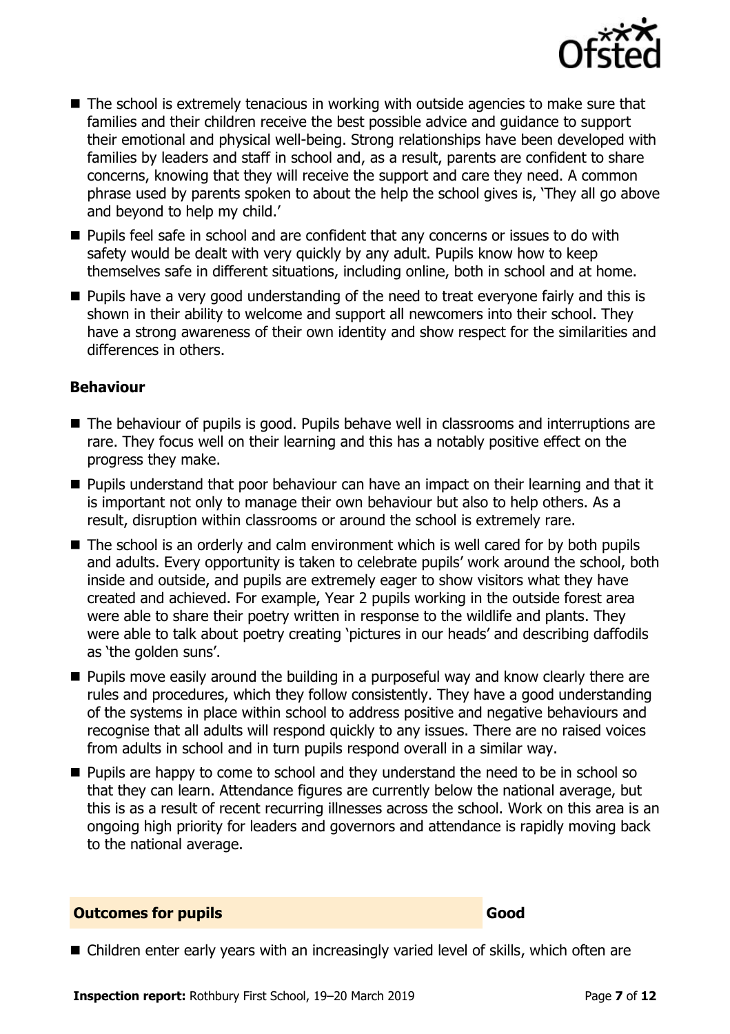- The school is extremely tenacious in working with outside agencies to make sure that families and their children receive the best possible advice and guidance to support their emotional and physical well-being. Strong relationships have been developed with families by leaders and staff in school and, as a result, parents are confident to share concerns, knowing that they will receive the support and care they need. A common phrase used by parents spoken to about the help the school gives is, 'They all go above and beyond to help my child.'
- Pupils feel safe in school and are confident that any concerns or issues to do with safety would be dealt with very quickly by any adult. Pupils know how to keep themselves safe in different situations, including online, both in school and at home.
- Pupils have a very good understanding of the need to treat everyone fairly and this is shown in their ability to welcome and support all newcomers into their school. They have a strong awareness of their own identity and show respect for the similarities and differences in others.

### Behaviour

- The behaviour of pupils is good. Pupils behave well in classrooms and interruptions are rare. They focus well on their learning and this has a notably positive effect on the progress they make.
- Pupils understand that poor behaviour can have an impact on their learning and that it is important not only to manage their own behaviour but also to help others. As a result, disruption within classrooms or around the school is extremely rare.
- The school is an orderly and calm environment which is well cared for by both pupils and adults. Every opportunity is taken to celebrate pupils' work around the school, both inside and outside, and pupils are extremely eager to show visitors what they have created and achieved. For example, Year 2 pupils working in the outside forest area were able to share their poetry written in response to the wildlife and plants. They were able to talk about poetry creating 'pictures in our heads' and describing daffodils as 'the golden suns'.
- Pupils move easily around the building in a purposeful way and know clearly there are rules and procedures, which they follow consistently. They have a good understanding of the systems in place within school to address positive and negative behaviours and recognise that all adults will respond quickly to any issues. There are no raised voices from adults in school and in turn pupils respond overall in a similar way.
- Pupils are happy to come to school and they understand the need to be in school so that they can learn. Attendance figures are currently below the national average, but this is as a result of recent recurring illnesses across the school. Work on this area is an ongoing high priority for leaders and governors and attendance is rapidly moving back to the national average.

## Outcomes for pupils — Good

- Children enter early years with an increasingly varied level of skills, which often are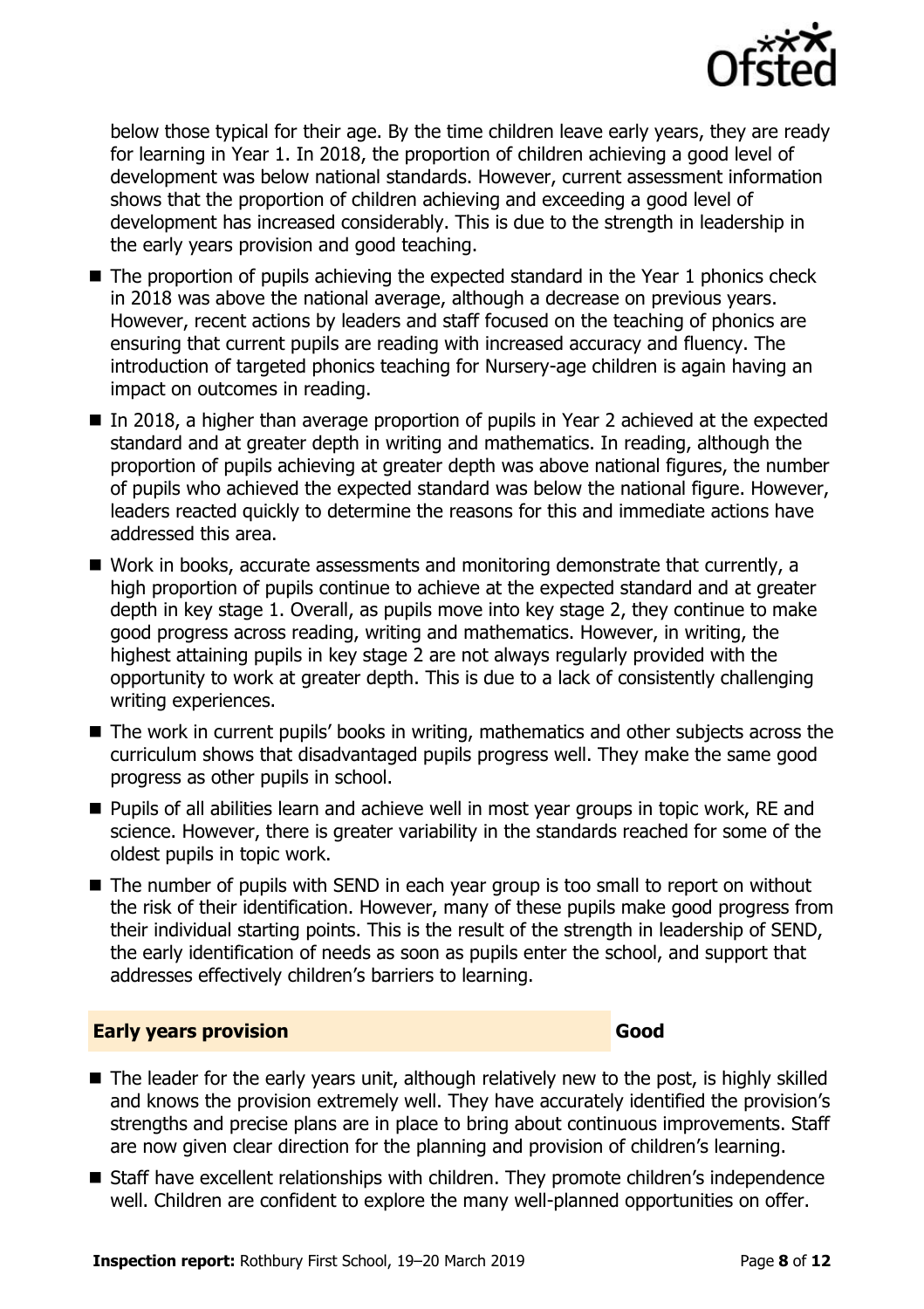below those typical for their age. By the time children leave early years, they are ready for learning in Year 1. In 2018, the proportion of children achieving a good level of development was below national standards. However, current assessment information shows that the proportion of children achieving and exceeding a good level of development has increased considerably. This is due to the strength in leadership in the early years provision and good teaching.

- The proportion of pupils achieving the expected standard in the Year 1 phonics check in 2018 was above the national average, although a decrease on previous years. However, recent actions by leaders and staff focused on the teaching of phonics are ensuring that current pupils are reading with increased accuracy and fluency. The introduction of targeted phonics teaching for Nursery-age children is again having an impact on outcomes in reading.
- In 2018, a higher than average proportion of pupils in Year 2 achieved at the expected standard and at greater depth in writing and mathematics. In reading, although the proportion of pupils achieving at greater depth was above national figures, the number of pupils who achieved the expected standard was below the national figure. However, leaders reacted quickly to determine the reasons for this and immediate actions have addressed this area.
- Work in books, accurate assessments and monitoring demonstrate that currently, a high proportion of pupils continue to achieve at the expected standard and at greater depth in key stage 1. Overall, as pupils move into key stage 2, they continue to make good progress across reading, writing and mathematics. However, in writing, the highest attaining pupils in key stage 2 are not always regularly provided with the opportunity to work at greater depth. This is due to a lack of consistently challenging writing experiences.
- The work in current pupils' books in writing, mathematics and other subjects across the curriculum shows that disadvantaged pupils progress well. They make the same good progress as other pupils in school.
- Pupils of all abilities learn and achieve well in most year groups in topic work, RE and science. However, there is greater variability in the standards reached for some of the oldest pupils in topic work.
- The number of pupils with SEND in each year group is too small to report on without the risk of their identification. However, many of these pupils make good progress from their individual starting points. This is the result of the strength in leadership of SEND, the early identification of needs as soon as pupils enter the school, and support that addresses effectively children's barriers to learning.

## Early years provision — Good

- The leader for the early years unit, although relatively new to the post, is highly skilled and knows the provision extremely well. They have accurately identified the provision's strengths and precise plans are in place to bring about continuous improvements. Staff are now given clear direction for the planning and provision of children's learning.
- Staff have excellent relationships with children. They promote children's independence well. Children are confident to explore the many well-planned opportunities on offer.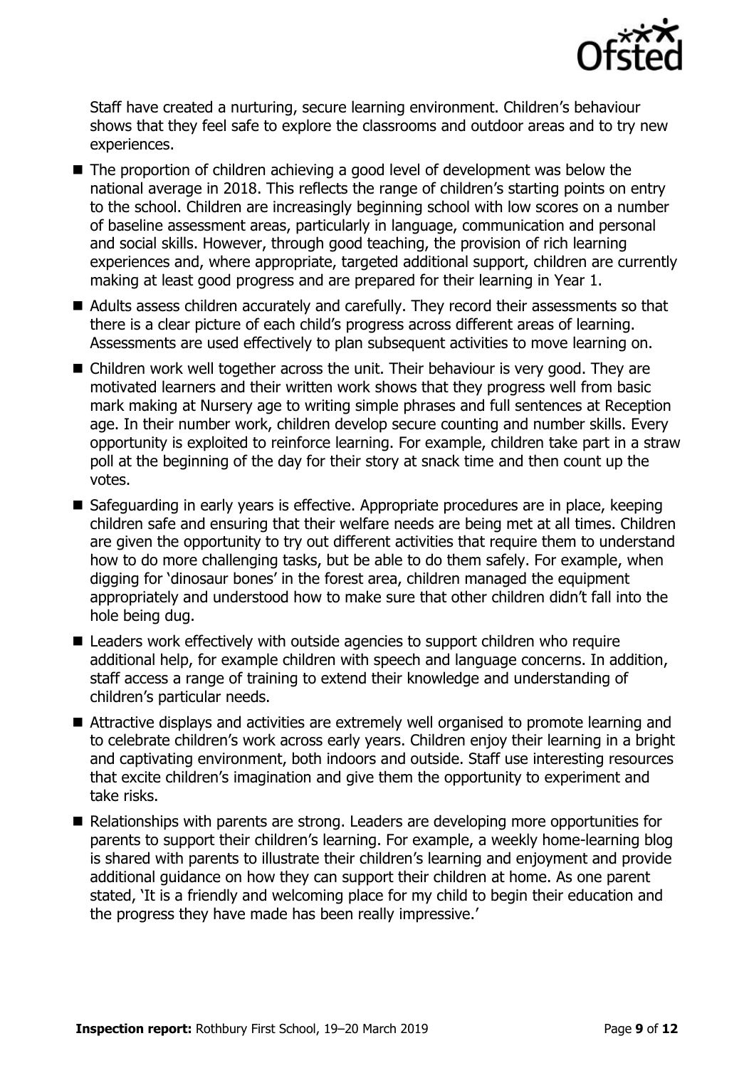Staff have created a nurturing, secure learning environment. Children's behaviour shows that they feel safe to explore the classrooms and outdoor areas and to try new experiences.

- The proportion of children achieving a good level of development was below the national average in 2018. This reflects the range of children's starting points on entry to the school. Children are increasingly beginning school with low scores on a number of baseline assessment areas, particularly in language, communication and personal and social skills. However, through good teaching, the provision of rich learning experiences and, where appropriate, targeted additional support, children are currently making at least good progress and are prepared for their learning in Year 1.
- Adults assess children accurately and carefully. They record their assessments so that there is a clear picture of each child's progress across different areas of learning. Assessments are used effectively to plan subsequent activities to move learning on.
- Children work well together across the unit. Their behaviour is very good. They are motivated learners and their written work shows that they progress well from basic mark making at Nursery age to writing simple phrases and full sentences at Reception age. In their number work, children develop secure counting and number skills. Every opportunity is exploited to reinforce learning. For example, children take part in a straw poll at the beginning of the day for their story at snack time and then count up the votes.
- Safeguarding in early years is effective. Appropriate procedures are in place, keeping children safe and ensuring that their welfare needs are being met at all times. Children are given the opportunity to try out different activities that require them to understand how to do more challenging tasks, but be able to do them safely. For example, when digging for 'dinosaur bones' in the forest area, children managed the equipment appropriately and understood how to make sure that other children didn't fall into the hole being dug.
- Leaders work effectively with outside agencies to support children who require additional help, for example children with speech and language concerns. In addition, staff access a range of training to extend their knowledge and understanding of children's particular needs.
- Attractive displays and activities are extremely well organised to promote learning and to celebrate children's work across early years. Children enjoy their learning in a bright and captivating environment, both indoors and outside. Staff use interesting resources that excite children's imagination and give them the opportunity to experiment and take risks.
- Relationships with parents are strong. Leaders are developing more opportunities for parents to support their children's learning. For example, a weekly home-learning blog is shared with parents to illustrate their children's learning and enjoyment and provide additional guidance on how they can support their children at home. As one parent stated, 'It is a friendly and welcoming place for my child to begin their education and the progress they have made has been really impressive.'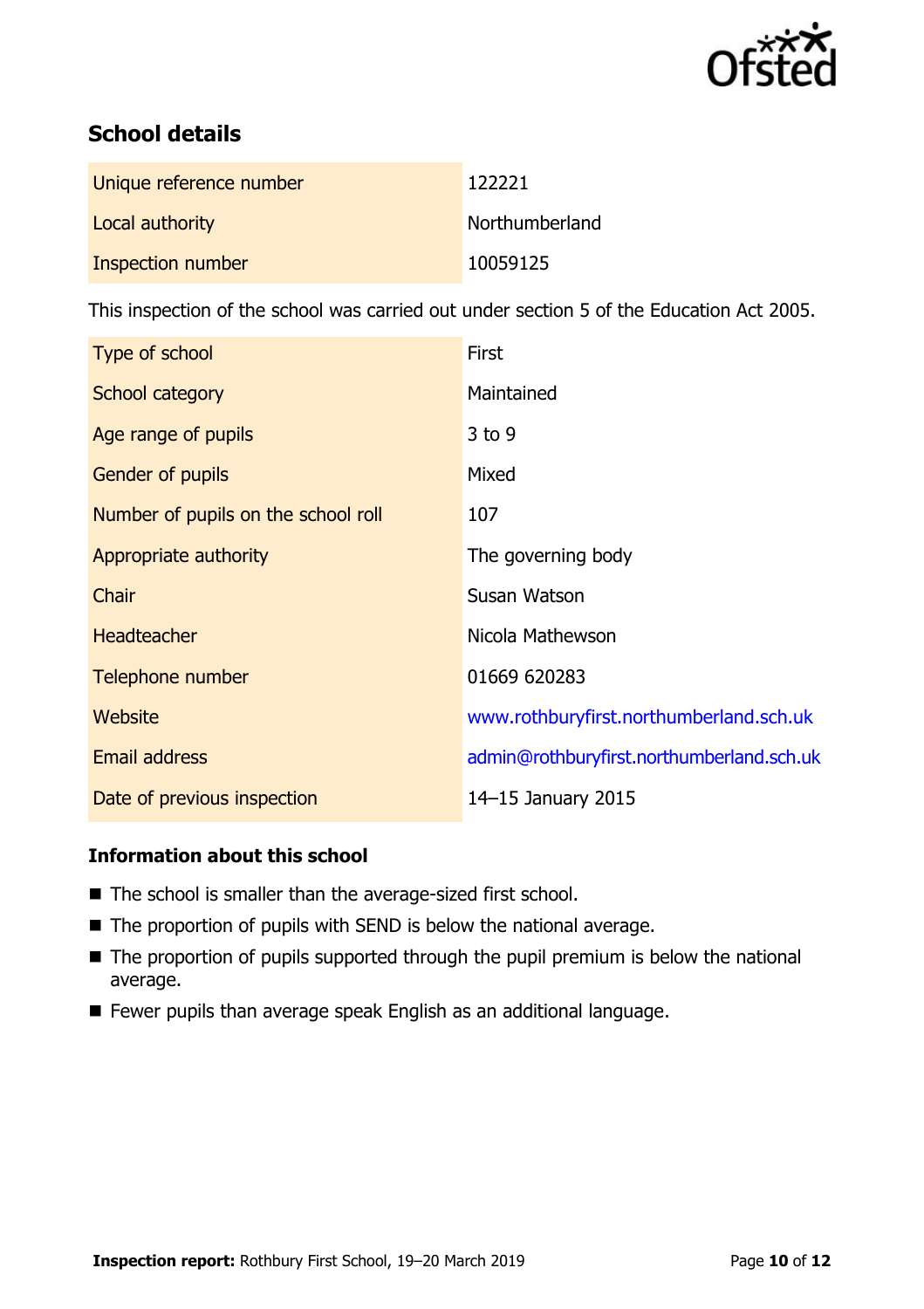## School details

| | |
|---|---|
| Unique reference number | 122221 |
| Local authority | Northumberland |
| Inspection number | 10059125 |

This inspection of the school was carried out under section 5 of the Education Act 2005.

| | |
|---|---|
| Type of school | First |
| School category | Maintained |
| Age range of pupils | 3 to 9 |
| Gender of pupils | Mixed |
| Number of pupils on the school roll | 107 |
| Appropriate authority | The governing body |
| Chair | Susan Watson |
| Headteacher | Nicola Mathewson |
| Telephone number | 01669 620283 |
| Website | www.rothburyfirst.northumberland.sch.uk |
| Email address | admin@rothburyfirst.northumberland.sch.uk |
| Date of previous inspection | 14–15 January 2015 |

### Information about this school

- The school is smaller than the average-sized first school.
- The proportion of pupils with SEND is below the national average.
- The proportion of pupils supported through the pupil premium is below the national average.
- Fewer pupils than average speak English as an additional language.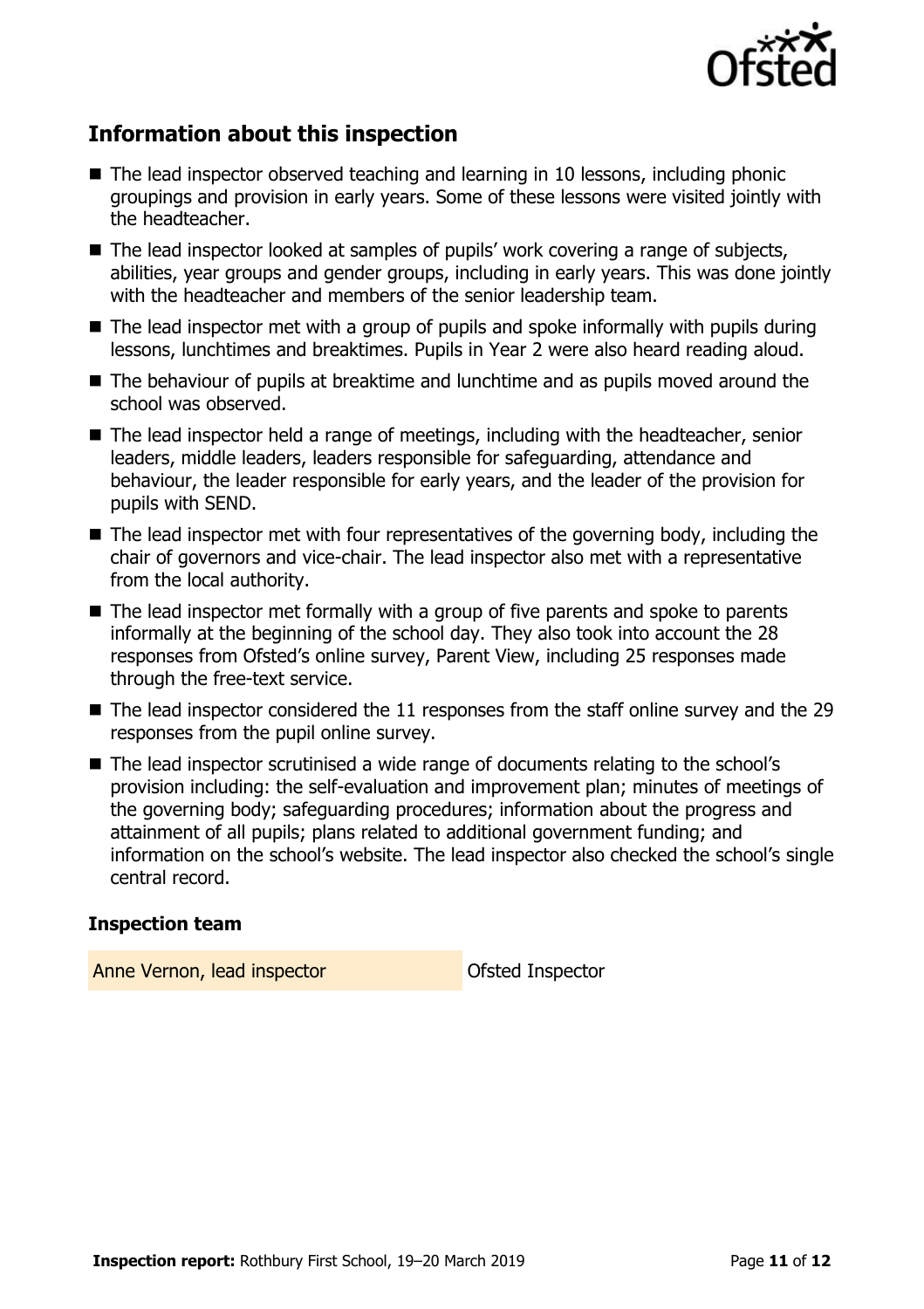## Information about this inspection

- The lead inspector observed teaching and learning in 10 lessons, including phonic groupings and provision in early years. Some of these lessons were visited jointly with the headteacher.
- The lead inspector looked at samples of pupils' work covering a range of subjects, abilities, year groups and gender groups, including in early years. This was done jointly with the headteacher and members of the senior leadership team.
- The lead inspector met with a group of pupils and spoke informally with pupils during lessons, lunchtimes and breaktimes. Pupils in Year 2 were also heard reading aloud.
- The behaviour of pupils at breaktime and lunchtime and as pupils moved around the school was observed.
- The lead inspector held a range of meetings, including with the headteacher, senior leaders, middle leaders, leaders responsible for safeguarding, attendance and behaviour, the leader responsible for early years, and the leader of the provision for pupils with SEND.
- The lead inspector met with four representatives of the governing body, including the chair of governors and vice-chair. The lead inspector also met with a representative from the local authority.
- The lead inspector met formally with a group of five parents and spoke to parents informally at the beginning of the school day. They also took into account the 28 responses from Ofsted's online survey, Parent View, including 25 responses made through the free-text service.
- The lead inspector considered the 11 responses from the staff online survey and the 29 responses from the pupil online survey.
- The lead inspector scrutinised a wide range of documents relating to the school's provision including: the self-evaluation and improvement plan; minutes of meetings of the governing body; safeguarding procedures; information about the progress and attainment of all pupils; plans related to additional government funding; and information on the school's website. The lead inspector also checked the school's single central record.

### Inspection team

| | |
|---|---|
| Anne Vernon, lead inspector | Ofsted Inspector |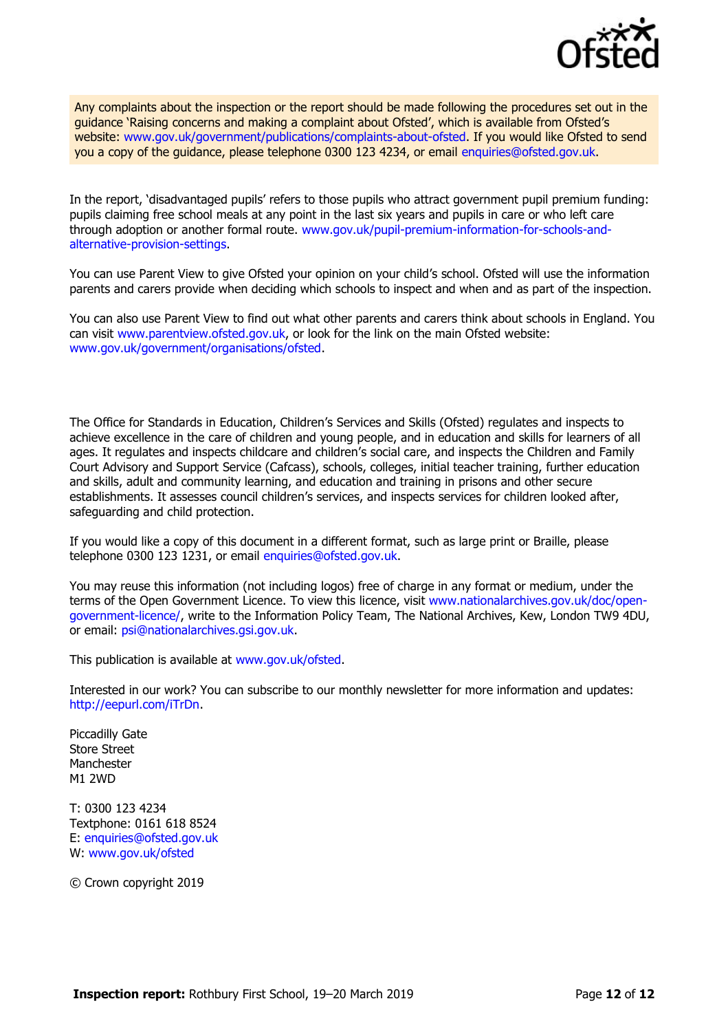Any complaints about the inspection or the report should be made following the procedures set out in the guidance 'Raising concerns and making a complaint about Ofsted', which is available from Ofsted's website: www.gov.uk/government/publications/complaints-about-ofsted. If you would like Ofsted to send you a copy of the guidance, please telephone 0300 123 4234, or email enquiries@ofsted.gov.uk.

In the report, 'disadvantaged pupils' refers to those pupils who attract government pupil premium funding: pupils claiming free school meals at any point in the last six years and pupils in care or who left care through adoption or another formal route. www.gov.uk/pupil-premium-information-for-schools-and-alternative-provision-settings.

You can use Parent View to give Ofsted your opinion on your child's school. Ofsted will use the information parents and carers provide when deciding which schools to inspect and when and as part of the inspection.

You can also use Parent View to find out what other parents and carers think about schools in England. You can visit www.parentview.ofsted.gov.uk, or look for the link on the main Ofsted website: www.gov.uk/government/organisations/ofsted.

The Office for Standards in Education, Children's Services and Skills (Ofsted) regulates and inspects to achieve excellence in the care of children and young people, and in education and skills for learners of all ages. It regulates and inspects childcare and children's social care, and inspects the Children and Family Court Advisory and Support Service (Cafcass), schools, colleges, initial teacher training, further education and skills, adult and community learning, and education and training in prisons and other secure establishments. It assesses council children's services, and inspects services for children looked after, safeguarding and child protection.

If you would like a copy of this document in a different format, such as large print or Braille, please telephone 0300 123 1231, or email enquiries@ofsted.gov.uk.

You may reuse this information (not including logos) free of charge in any format or medium, under the terms of the Open Government Licence. To view this licence, visit www.nationalarchives.gov.uk/doc/open-government-licence/, write to the Information Policy Team, The National Archives, Kew, London TW9 4DU, or email: psi@nationalarchives.gsi.gov.uk.

This publication is available at www.gov.uk/ofsted.

Interested in our work? You can subscribe to our monthly newsletter for more information and updates: http://eepurl.com/iTrDn.

Piccadilly Gate  
Store Street  
Manchester  
M1 2WD

T: 0300 123 4234  
Textphone: 0161 618 8524  
E: enquiries@ofsted.gov.uk  
W: www.gov.uk/ofsted

© Crown copyright 2019